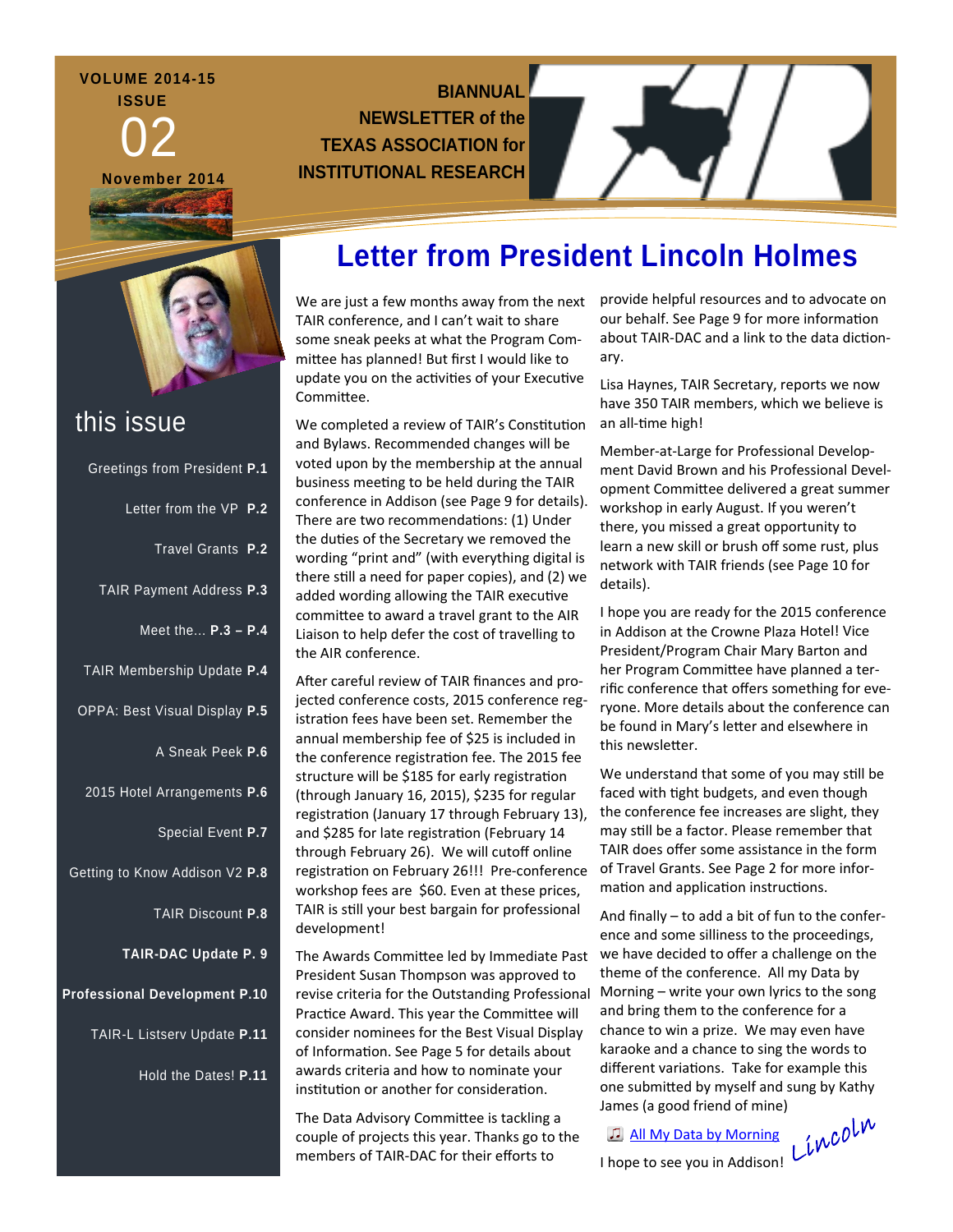VOLUME 2014-15

ISSUE

02

November 2014

BIANNUAL NEWSLETTER of the TEXAS ASSOCIATION for INSTITUTIONAL RESEARCH

## this issue

- Greetings from President **P.1**
- Letter from the VP **P.2**
- Travel Grants **P.2**
- TAIR Payment Address **P.3**
- Meet the... **P.3 – P.4**
- TAIR Membership Update **P.4**
- OPPA: Best Visual Display **P.5**
- A Sneak Peek **P.6**
- 2015 Hotel Arrangements **P.6**
- Special Event **P.7**
- Getting to Know Addison V2 **P.8**
- TAIR Discount **P.8**
- **TAIR-DAC Update P. 9**
- **Professional Development P.10**
- TAIR-L Listserv Update **P.11**
- Hold the Dates! **P.11**

# Letter from President Lincoln Holmes

We are just a few months away from the next TAIR conference, and I can't wait to share some sneak peeks at what the Program Committee has planned! But first I would like to update you on the activities of your Executive Committee.

We completed a review of TAIR's Constitution and Bylaws. Recommended changes will be voted upon by the membership at the annual business meeting to be held during the TAIR conference in Addison (see Page 9 for details). There are two recommendations: (1) Under the duties of the Secretary we removed the wording "print and" (with everything digital is there still a need for paper copies), and (2) we added wording allowing the TAIR executive committee to award a travel grant to the AIR Liaison to help defer the cost of travelling to the AIR conference.

After careful review of TAIR finances and projected conference costs, 2015 conference registration fees have been set. Remember the annual membership fee of $25 is included in the conference registration fee. The 2015 fee structure will be $185 for early registration (through January 16, 2015), $235 for regular registration (January 17 through February 13), and $285 for late registration (February 14 through February 26). We will cutoff online registration on February 26!!! Pre-conference workshop fees are $60. Even at these prices, TAIR is still your best bargain for professional development!

The Awards Committee led by Immediate Past President Susan Thompson was approved to revise criteria for the Outstanding Professional Practice Award. This year the Committee will consider nominees for the Best Visual Display of Information. See Page 5 for details about awards criteria and how to nominate your institution or another for consideration.

The Data Advisory Committee is tackling a couple of projects this year. Thanks go to the members of TAIR-DAC for their efforts to provide helpful resources and to advocate on our behalf. See Page 9 for more information about TAIR-DAC and a link to the data dictionary.

Lisa Haynes, TAIR Secretary, reports we now have 350 TAIR members, which we believe is an all-time high!

Member-at-Large for Professional Development David Brown and his Professional Development Committee delivered a great summer workshop in early August. If you weren't there, you missed a great opportunity to learn a new skill or brush off some rust, plus network with TAIR friends (see Page 10 for details).

I hope you are ready for the 2015 conference in Addison at the Crowne Plaza Hotel! Vice President/Program Chair Mary Barton and her Program Committee have planned a terrific conference that offers something for everyone. More details about the conference can be found in Mary's letter and elsewhere in this newsletter.

We understand that some of you may still be faced with tight budgets, and even though the conference fee increases are slight, they may still be a factor. Please remember that TAIR does offer some assistance in the form of Travel Grants. See Page 2 for more information and application instructions.

And finally – to add a bit of fun to the conference and some silliness to the proceedings, we have decided to offer a challenge on the theme of the conference. All my Data by Morning – write your own lyrics to the song and bring them to the conference for a chance to win a prize. We may even have karaoke and a chance to sing the words to different variations. Take for example this one submitted by myself and sung by Kathy James (a good friend of mine)

♫ All My Data by Morning

I hope to see you in Addison!

*Lincoln*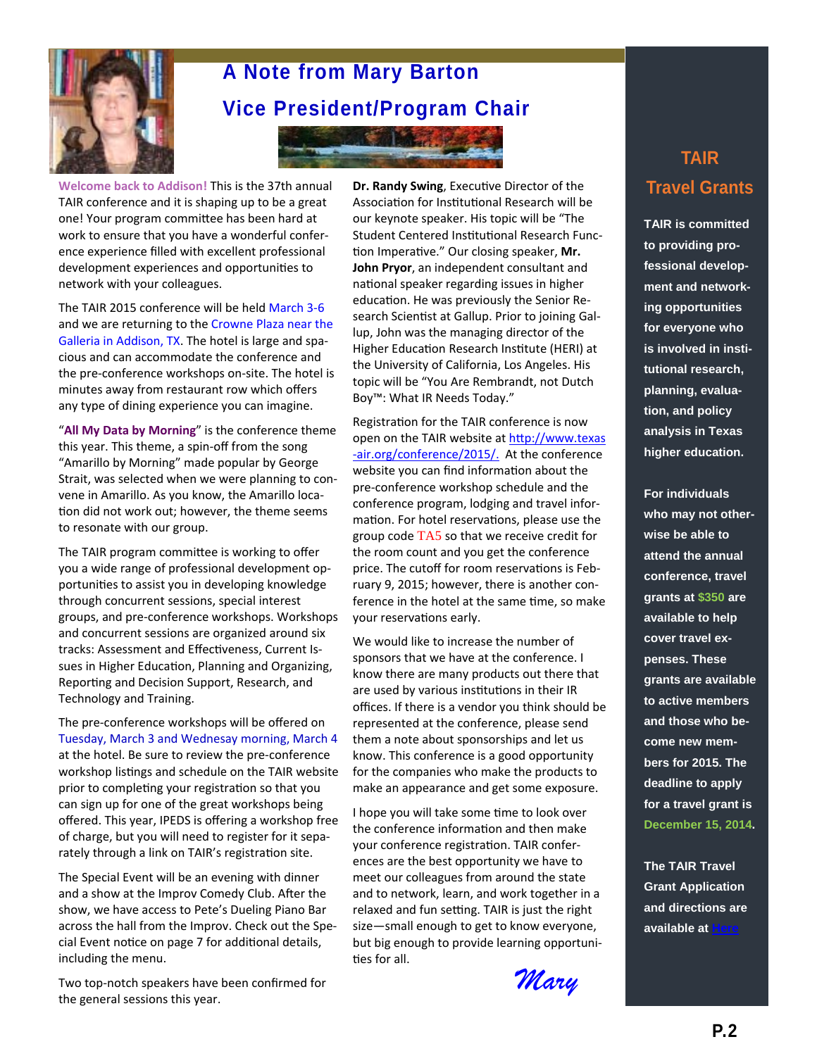# A Note from Mary Barton

# Vice President/Program Chair

**Welcome back to Addison!** This is the 37th annual TAIR conference and it is shaping up to be a great one! Your program committee has been hard at work to ensure that you have a wonderful conference experience filled with excellent professional development experiences and opportunities to network with your colleagues.

The TAIR 2015 conference will be held March 3-6 and we are returning to the Crowne Plaza near the Galleria in Addison, TX. The hotel is large and spacious and can accommodate the conference and the pre-conference workshops on-site. The hotel is minutes away from restaurant row which offers any type of dining experience you can imagine.

"**All My Data by Morning**" is the conference theme this year. This theme, a spin-off from the song "Amarillo by Morning" made popular by George Strait, was selected when we were planning to convene in Amarillo. As you know, the Amarillo location did not work out; however, the theme seems to resonate with our group.

The TAIR program committee is working to offer you a wide range of professional development opportunities to assist you in developing knowledge through concurrent sessions, special interest groups, and pre-conference workshops. Workshops and concurrent sessions are organized around six tracks: Assessment and Effectiveness, Current Issues in Higher Education, Planning and Organizing, Reporting and Decision Support, Research, and Technology and Training.

The pre-conference workshops will be offered on Tuesday, March 3 and Wednesay morning, March 4 at the hotel. Be sure to review the pre-conference workshop listings and schedule on the TAIR website prior to completing your registration so that you can sign up for one of the great workshops being offered. This year, IPEDS is offering a workshop free of charge, but you will need to register for it separately through a link on TAIR's registration site.

The Special Event will be an evening with dinner and a show at the Improv Comedy Club. After the show, we have access to Pete's Dueling Piano Bar across the hall from the Improv. Check out the Special Event notice on page 7 for additional details, including the menu.

Two top-notch speakers have been confirmed for the general sessions this year. **Dr. Randy Swing**, Executive Director of the Association for Institutional Research will be our keynote speaker. His topic will be "The Student Centered Institutional Research Function Imperative." Our closing speaker, **Mr. John Pryor**, an independent consultant and national speaker regarding issues in higher education. He was previously the Senior Research Scientist at Gallup. Prior to joining Gallup, John was the managing director of the Higher Education Research Institute (HERI) at the University of California, Los Angeles. His topic will be "You Are Rembrandt, not Dutch Boy™: What IR Needs Today."

Registration for the TAIR conference is now open on the TAIR website at http://www.texas-air.org/conference/2015/. At the conference website you can find information about the pre-conference workshop schedule and the conference program, lodging and travel information. For hotel reservations, please use the group code TA5 so that we receive credit for the room count and you get the conference price. The cutoff for room reservations is February 9, 2015; however, there is another conference in the hotel at the same time, so make your reservations early.

We would like to increase the number of sponsors that we have at the conference. I know there are many products out there that are used by various institutions in their IR offices. If there is a vendor you think should be represented at the conference, please send them a note about sponsorships and let us know. This conference is a good opportunity for the companies who make the products to make an appearance and get some exposure.

I hope you will take some time to look over the conference information and then make your conference registration. TAIR conferences are the best opportunity we have to meet our colleagues from around the state and to network, learn, and work together in a relaxed and fun setting. TAIR is just the right size—small enough to get to know everyone, but big enough to provide learning opportunities for all.

*Mary*

## TAIR Travel Grants

**TAIR is committed to providing professional development and networking opportunities for everyone who is involved in institutional research, planning, evaluation, and policy analysis in Texas higher education.**

**For individuals who may not otherwise be able to attend the annual conference, travel grants at $350 are available to help cover travel expenses. These grants are available to active members and those who become new members for 2015. The deadline to apply for a travel grant is December 15, 2014.**

**The TAIR Travel Grant Application and directions are available at Here**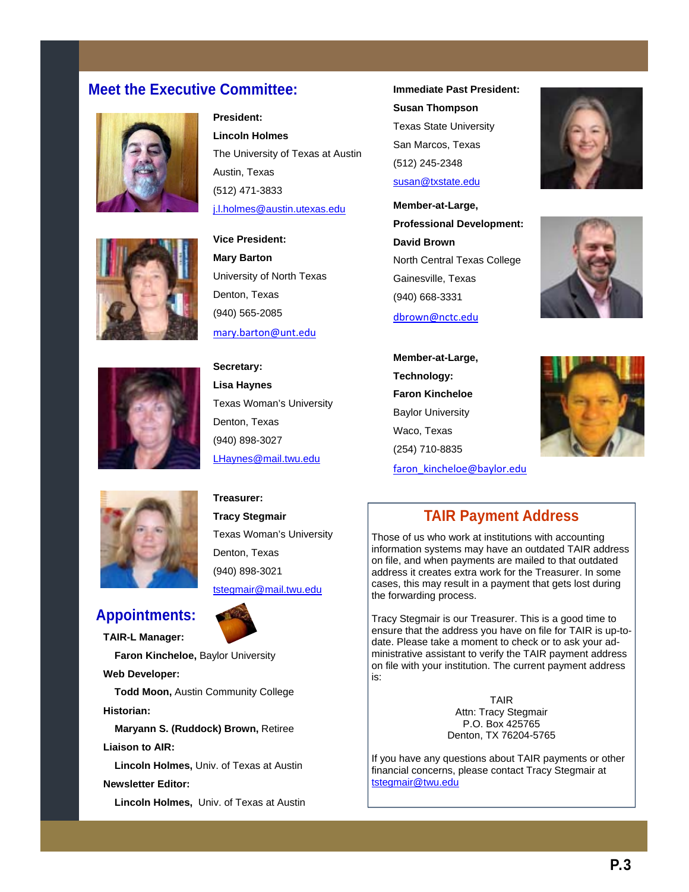## Meet the Executive Committee:

**President:**
**Lincoln Holmes**
The University of Texas at Austin
Austin, Texas
(512) 471-3833
j.l.holmes@austin.utexas.edu

**Vice President:**
**Mary Barton**
University of North Texas
Denton, Texas
(940) 565-2085
mary.barton@unt.edu

**Secretary:**
**Lisa Haynes**
Texas Woman's University
Denton, Texas
(940) 898-3027
LHaynes@mail.twu.edu

**Treasurer:**
**Tracy Stegmair**
Texas Woman's University
Denton, Texas
(940) 898-3021
tstegmair@mail.twu.edu

**Immediate Past President:**
**Susan Thompson**
Texas State University
San Marcos, Texas
(512) 245-2348
susan@txstate.edu

**Member-at-Large,**
**Professional Development:**
**David Brown**
North Central Texas College
Gainesville, Texas
(940) 668-3331
dbrown@nctc.edu

**Member-at-Large,**
**Technology:**
**Faron Kincheloe**
Baylor University
Waco, Texas
(254) 710-8835
faron_kincheloe@baylor.edu

## Appointments:

**TAIR-L Manager:**
**Faron Kincheloe,** Baylor University

**Web Developer:**
**Todd Moon,** Austin Community College

**Historian:**
**Maryann S. (Ruddock) Brown,** Retiree

**Liaison to AIR:**
**Lincoln Holmes,** Univ. of Texas at Austin

**Newsletter Editor:**
**Lincoln Holmes,** Univ. of Texas at Austin

## TAIR Payment Address

Those of us who work at institutions with accounting information systems may have an outdated TAIR address on file, and when payments are mailed to that outdated address it creates extra work for the Treasurer. In some cases, this may result in a payment that gets lost during the forwarding process.

Tracy Stegmair is our Treasurer. This is a good time to ensure that the address you have on file for TAIR is up-to-date. Please take a moment to check or to ask your administrative assistant to verify the TAIR payment address on file with your institution. The current payment address is:

TAIR
Attn: Tracy Stegmair
P.O. Box 425765
Denton, TX 76204-5765

If you have any questions about TAIR payments or other financial concerns, please contact Tracy Stegmair at tstegmair@twu.edu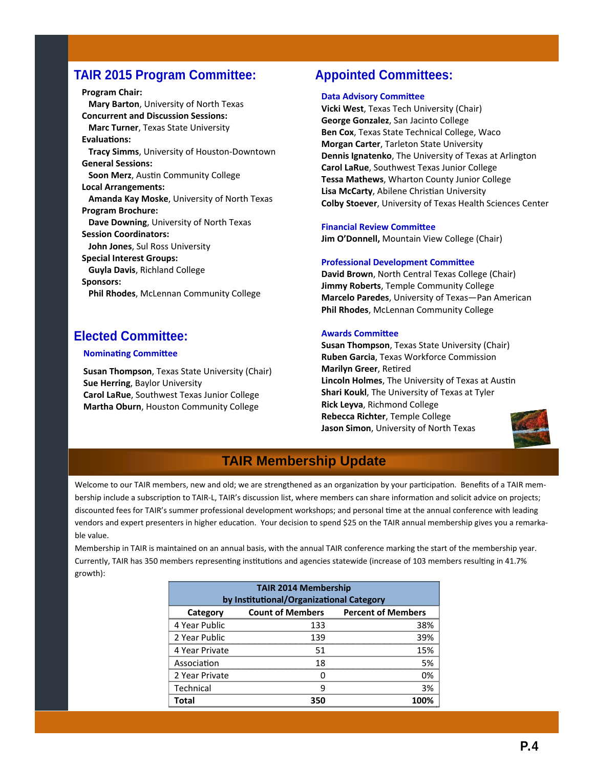## TAIR 2015 Program Committee:

**Program Chair:**
**Mary Barton**, University of North Texas

**Concurrent and Discussion Sessions:**
**Marc Turner**, Texas State University

**Evaluations:**
**Tracy Simms**, University of Houston-Downtown

**General Sessions:**
**Soon Merz**, Austin Community College

**Local Arrangements:**
**Amanda Kay Moske**, University of North Texas

**Program Brochure:**
**Dave Downing**, University of North Texas

**Session Coordinators:**
**John Jones**, Sul Ross University

**Special Interest Groups:**
**Guyla Davis**, Richland College

**Sponsors:**
**Phil Rhodes**, McLennan Community College

## Elected Committee:

### Nominating Committee

**Susan Thompson**, Texas State University (Chair)
**Sue Herring**, Baylor University
**Carol LaRue**, Southwest Texas Junior College
**Martha Oburn**, Houston Community College

## Appointed Committees:

### Data Advisory Committee

**Vicki West**, Texas Tech University (Chair)
**George Gonzalez**, San Jacinto College
**Ben Cox**, Texas State Technical College, Waco
**Morgan Carter**, Tarleton State University
**Dennis Ignatenko**, The University of Texas at Arlington
**Carol LaRue**, Southwest Texas Junior College
**Tessa Mathews**, Wharton County Junior College
**Lisa McCarty**, Abilene Christian University
**Colby Stoever**, University of Texas Health Sciences Center

### Financial Review Committee

**Jim O'Donnell,** Mountain View College (Chair)

### Professional Development Committee

**David Brown**, North Central Texas College (Chair)
**Jimmy Roberts**, Temple Community College
**Marcelo Paredes**, University of Texas—Pan American
**Phil Rhodes**, McLennan Community College

### Awards Committee

**Susan Thompson**, Texas State University (Chair)
**Ruben Garcia**, Texas Workforce Commission
**Marilyn Greer**, Retired
**Lincoln Holmes**, The University of Texas at Austin
**Shari Koukl**, The University of Texas at Tyler
**Rick Leyva**, Richmond College
**Rebecca Richter**, Temple College
**Jason Simon**, University of North Texas

## TAIR Membership Update

Welcome to our TAIR members, new and old; we are strengthened as an organization by your participation. Benefits of a TAIR membership include a subscription to TAIR-L, TAIR's discussion list, where members can share information and solicit advice on projects; discounted fees for TAIR's summer professional development workshops; and personal time at the annual conference with leading vendors and expert presenters in higher education. Your decision to spend $25 on the TAIR annual membership gives you a remarkable value.

Membership in TAIR is maintained on an annual basis, with the annual TAIR conference marking the start of the membership year. Currently, TAIR has 350 members representing institutions and agencies statewide (increase of 103 members resulting in 41.7% growth):

| TAIR 2014 Membership by Institutional/Organizational Category | | |
|---|---|---|
| Category | Count of Members | Percent of Members |
| 4 Year Public | 133 | 38% |
| 2 Year Public | 139 | 39% |
| 4 Year Private | 51 | 15% |
| Association | 18 | 5% |
| 2 Year Private | 0 | 0% |
| Technical | 9 | 3% |
| **Total** | **350** | **100%** |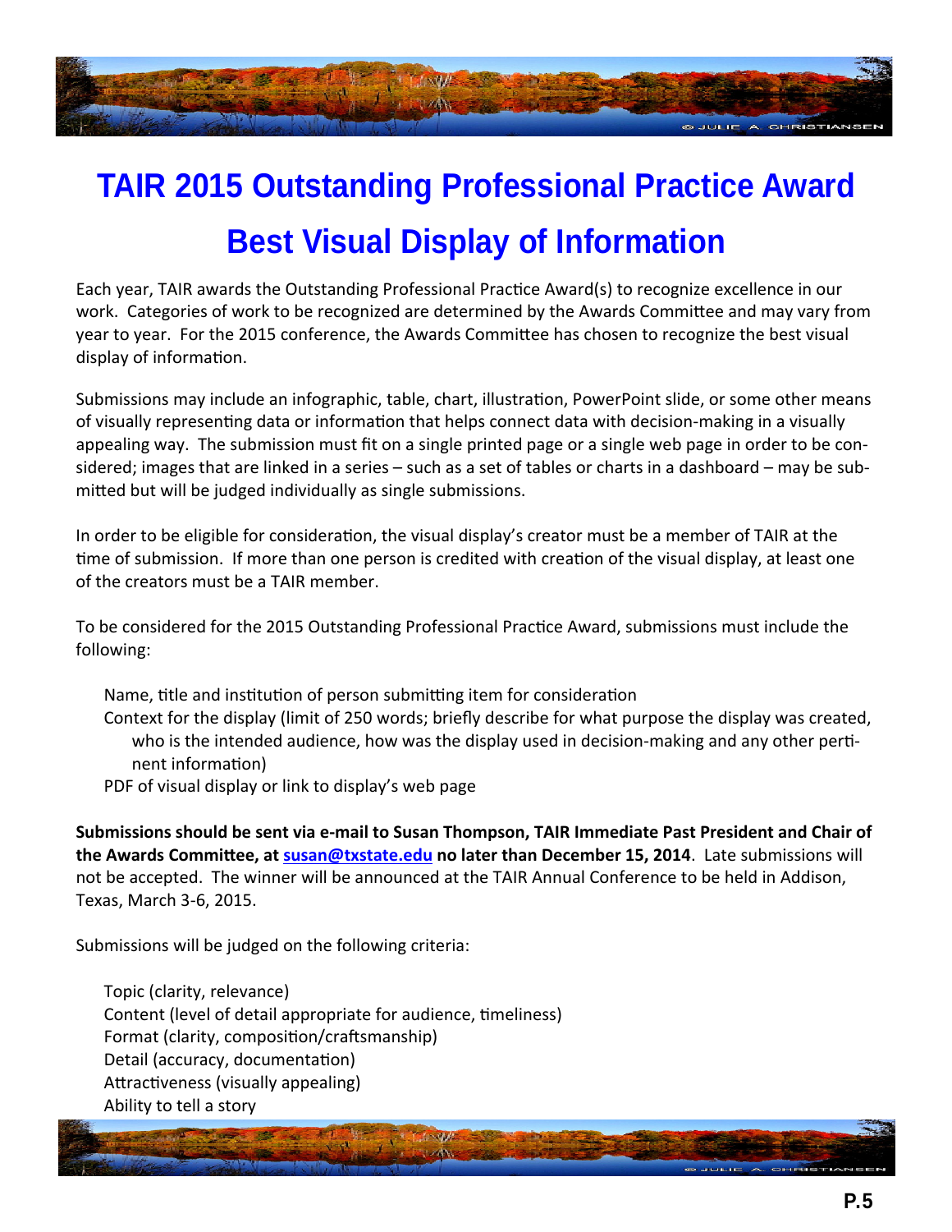# TAIR 2015 Outstanding Professional Practice Award

## Best Visual Display of Information

Each year, TAIR awards the Outstanding Professional Practice Award(s) to recognize excellence in our work. Categories of work to be recognized are determined by the Awards Committee and may vary from year to year. For the 2015 conference, the Awards Committee has chosen to recognize the best visual display of information.

Submissions may include an infographic, table, chart, illustration, PowerPoint slide, or some other means of visually representing data or information that helps connect data with decision-making in a visually appealing way. The submission must fit on a single printed page or a single web page in order to be considered; images that are linked in a series – such as a set of tables or charts in a dashboard – may be submitted but will be judged individually as single submissions.

In order to be eligible for consideration, the visual display's creator must be a member of TAIR at the time of submission. If more than one person is credited with creation of the visual display, at least one of the creators must be a TAIR member.

To be considered for the 2015 Outstanding Professional Practice Award, submissions must include the following:

- Name, title and institution of person submitting item for consideration
- Context for the display (limit of 250 words; briefly describe for what purpose the display was created, who is the intended audience, how was the display used in decision-making and any other pertinent information)
- PDF of visual display or link to display's web page

**Submissions should be sent via e-mail to Susan Thompson, TAIR Immediate Past President and Chair of the Awards Committee, at susan@txstate.edu no later than December 15, 2014**. Late submissions will not be accepted. The winner will be announced at the TAIR Annual Conference to be held in Addison, Texas, March 3-6, 2015.

Submissions will be judged on the following criteria:

- Topic (clarity, relevance)
- Content (level of detail appropriate for audience, timeliness)
- Format (clarity, composition/craftsmanship)
- Detail (accuracy, documentation)
- Attractiveness (visually appealing)
- Ability to tell a story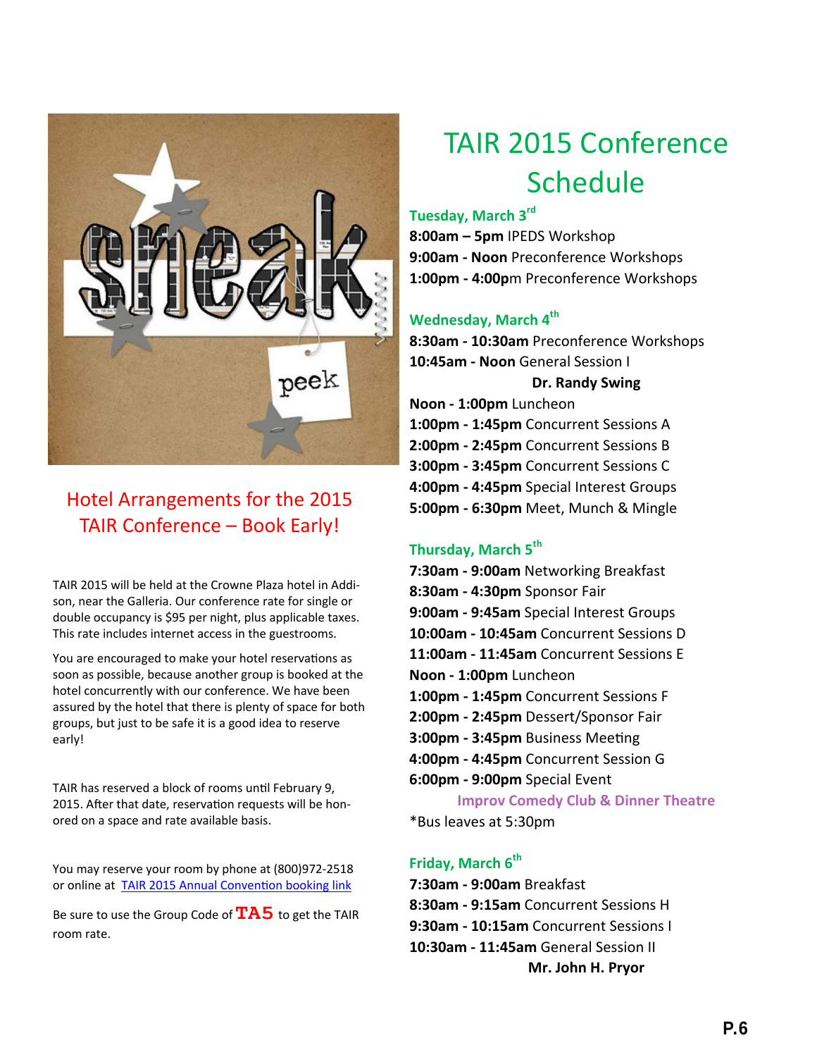## Hotel Arrangements for the 2015 TAIR Conference – Book Early!

TAIR 2015 will be held at the Crowne Plaza hotel in Addison, near the Galleria. Our conference rate for single or double occupancy is $95 per night, plus applicable taxes. This rate includes internet access in the guestrooms.

You are encouraged to make your hotel reservations as soon as possible, because another group is booked at the hotel concurrently with our conference. We have been assured by the hotel that there is plenty of space for both groups, but just to be safe it is a good idea to reserve early!

TAIR has reserved a block of rooms until February 9, 2015. After that date, reservation requests will be honored on a space and rate available basis.

You may reserve your room by phone at (800)972-2518 or online at TAIR 2015 Annual Convention booking link

Be sure to use the Group Code of **TA5** to get the TAIR room rate.

# TAIR 2015 Conference Schedule

### Tuesday, March 3rd

**8:00am – 5pm** IPEDS Workshop
**9:00am - Noon** Preconference Workshops
**1:00pm - 4:00p**m Preconference Workshops

### Wednesday, March 4th

**8:30am - 10:30am** Preconference Workshops
**10:45am - Noon** General Session I
**Dr. Randy Swing**
**Noon - 1:00pm** Luncheon
**1:00pm - 1:45pm** Concurrent Sessions A
**2:00pm - 2:45pm** Concurrent Sessions B
**3:00pm - 3:45pm** Concurrent Sessions C
**4:00pm - 4:45pm** Special Interest Groups
**5:00pm - 6:30pm** Meet, Munch & Mingle

### Thursday, March 5th

**7:30am - 9:00am** Networking Breakfast
**8:30am - 4:30pm** Sponsor Fair
**9:00am - 9:45am** Special Interest Groups
**10:00am - 10:45am** Concurrent Sessions D
**11:00am - 11:45am** Concurrent Sessions E
**Noon - 1:00pm** Luncheon
**1:00pm - 1:45pm** Concurrent Sessions F
**2:00pm - 2:45pm** Dessert/Sponsor Fair
**3:00pm - 3:45pm** Business Meeting
**4:00pm - 4:45pm** Concurrent Session G
**6:00pm - 9:00pm** Special Event
**Improv Comedy Club & Dinner Theatre**
*Bus leaves at 5:30pm

### Friday, March 6th

**7:30am - 9:00am** Breakfast
**8:30am - 9:15am** Concurrent Sessions H
**9:30am - 10:15am** Concurrent Sessions I
**10:30am - 11:45am** General Session II
**Mr. John H. Pryor**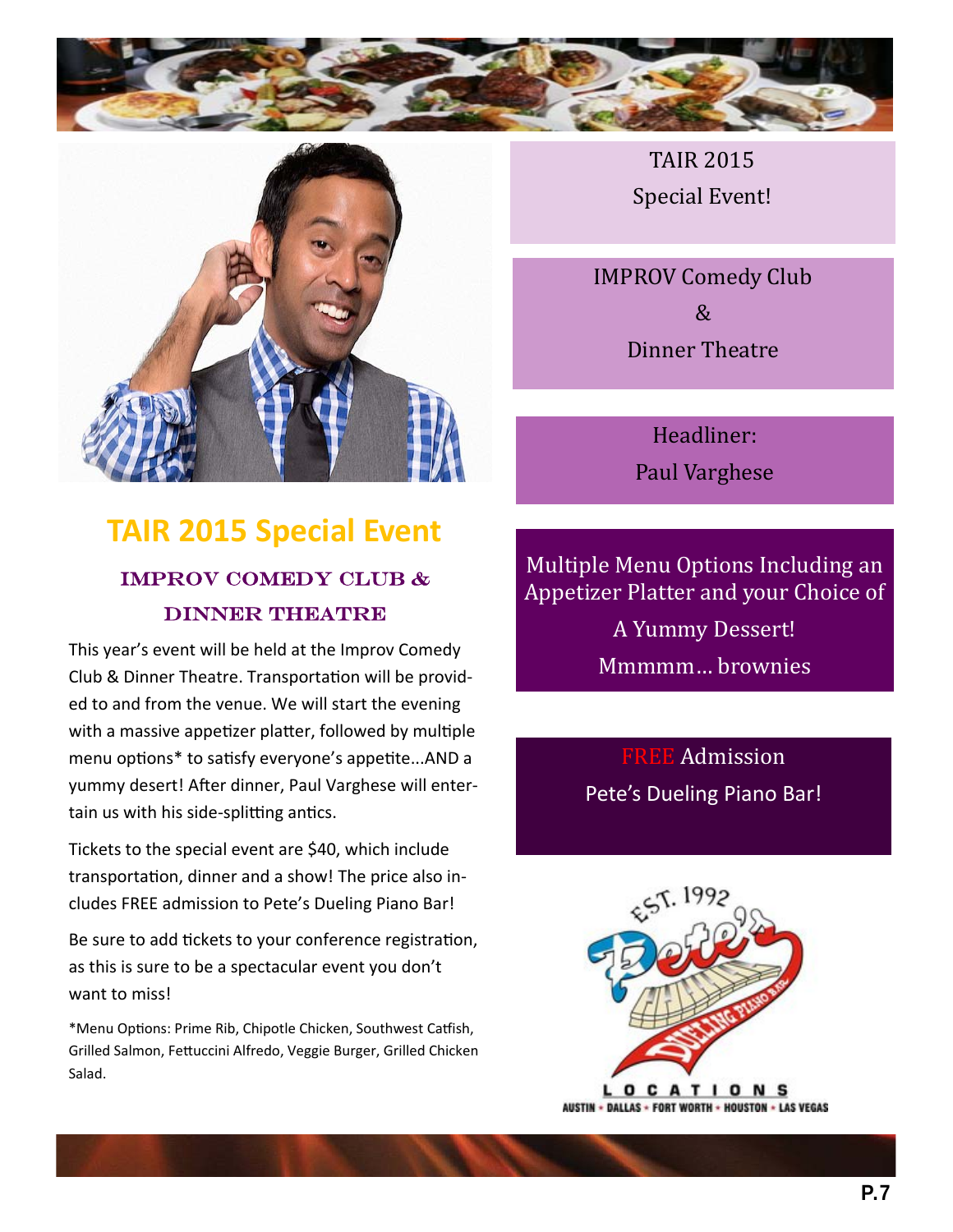# TAIR 2015 Special Event

## IMPROV COMEDY CLUB & DINNER THEATRE

This year's event will be held at the Improv Comedy Club & Dinner Theatre. Transportation will be provided to and from the venue. We will start the evening with a massive appetizer platter, followed by multiple menu options* to satisfy everyone's appetite...AND a yummy desert! After dinner, Paul Varghese will entertain us with his side-splitting antics.

Tickets to the special event are $40, which include transportation, dinner and a show! The price also includes FREE admission to Pete's Dueling Piano Bar!

Be sure to add tickets to your conference registration, as this is sure to be a spectacular event you don't want to miss!

*Menu Options: Prime Rib, Chipotle Chicken, Southwest Catfish, Grilled Salmon, Fettuccini Alfredo, Veggie Burger, Grilled Chicken Salad.

TAIR 2015
Special Event!

IMPROV Comedy Club
&
Dinner Theatre

Headliner:
Paul Varghese

Multiple Menu Options Including an Appetizer Platter and your Choice of
A Yummy Dessert!
Mmmmm… brownies

FREE Admission
Pete's Dueling Piano Bar!

EST. 1992
Pete's Dueling Piano Bar

LOCATIONS
AUSTIN • DALLAS • FORT WORTH • HOUSTON • LAS VEGAS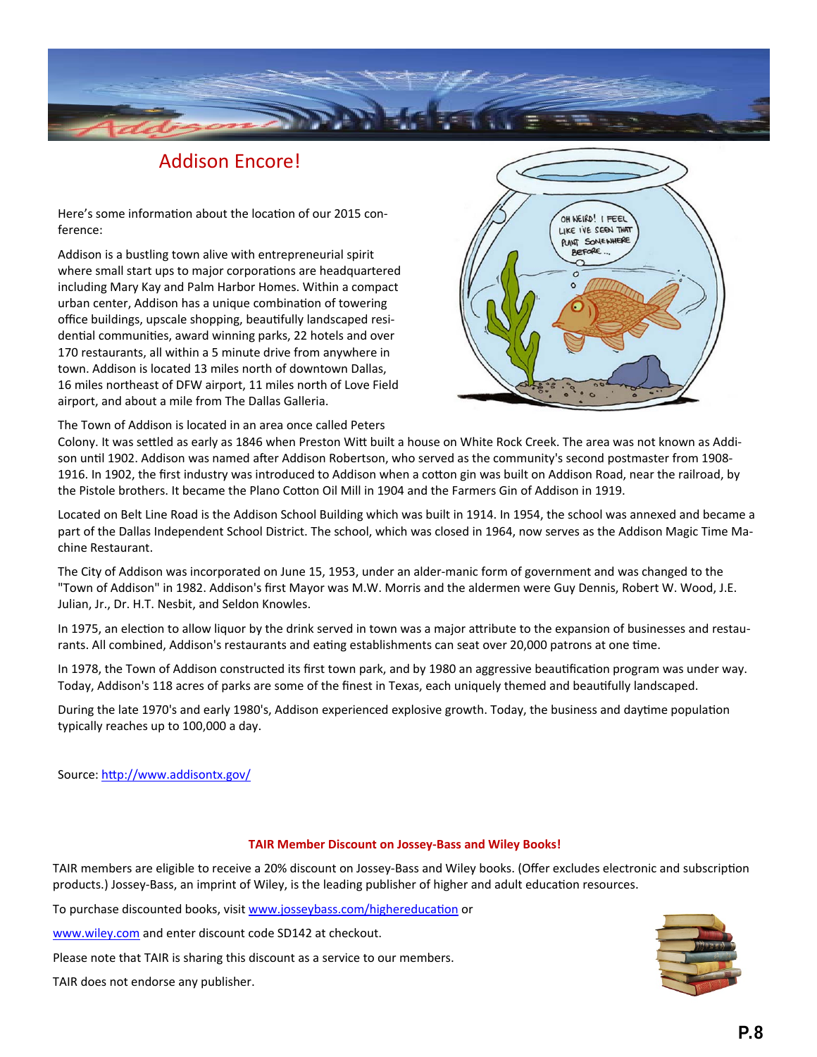## Addison Encore!

Here's some information about the location of our 2015 conference:

Addison is a bustling town alive with entrepreneurial spirit where small start ups to major corporations are headquartered including Mary Kay and Palm Harbor Homes. Within a compact urban center, Addison has a unique combination of towering office buildings, upscale shopping, beautifully landscaped residential communities, award winning parks, 22 hotels and over 170 restaurants, all within a 5 minute drive from anywhere in town. Addison is located 13 miles north of downtown Dallas, 16 miles northeast of DFW airport, 11 miles north of Love Field airport, and about a mile from The Dallas Galleria.

The Town of Addison is located in an area once called Peters Colony. It was settled as early as 1846 when Preston Witt built a house on White Rock Creek. The area was not known as Addison until 1902. Addison was named after Addison Robertson, who served as the community's second postmaster from 1908-1916. In 1902, the first industry was introduced to Addison when a cotton gin was built on Addison Road, near the railroad, by the Pistole brothers. It became the Plano Cotton Oil Mill in 1904 and the Farmers Gin of Addison in 1919.

Located on Belt Line Road is the Addison School Building which was built in 1914. In 1954, the school was annexed and became a part of the Dallas Independent School District. The school, which was closed in 1964, now serves as the Addison Magic Time Machine Restaurant.

The City of Addison was incorporated on June 15, 1953, under an alder-manic form of government and was changed to the "Town of Addison" in 1982. Addison's first Mayor was M.W. Morris and the aldermen were Guy Dennis, Robert W. Wood, J.E. Julian, Jr., Dr. H.T. Nesbit, and Seldon Knowles.

In 1975, an election to allow liquor by the drink served in town was a major attribute to the expansion of businesses and restaurants. All combined, Addison's restaurants and eating establishments can seat over 20,000 patrons at one time.

In 1978, the Town of Addison constructed its first town park, and by 1980 an aggressive beautification program was under way. Today, Addison's 118 acres of parks are some of the finest in Texas, each uniquely themed and beautifully landscaped.

During the late 1970's and early 1980's, Addison experienced explosive growth. Today, the business and daytime population typically reaches up to 100,000 a day.

Source: http://www.addisontx.gov/

### TAIR Member Discount on Jossey-Bass and Wiley Books!

TAIR members are eligible to receive a 20% discount on Jossey-Bass and Wiley books. (Offer excludes electronic and subscription products.) Jossey-Bass, an imprint of Wiley, is the leading publisher of higher and adult education resources.

To purchase discounted books, visit www.josseybass.com/highereducation or

www.wiley.com and enter discount code SD142 at checkout.

Please note that TAIR is sharing this discount as a service to our members.

TAIR does not endorse any publisher.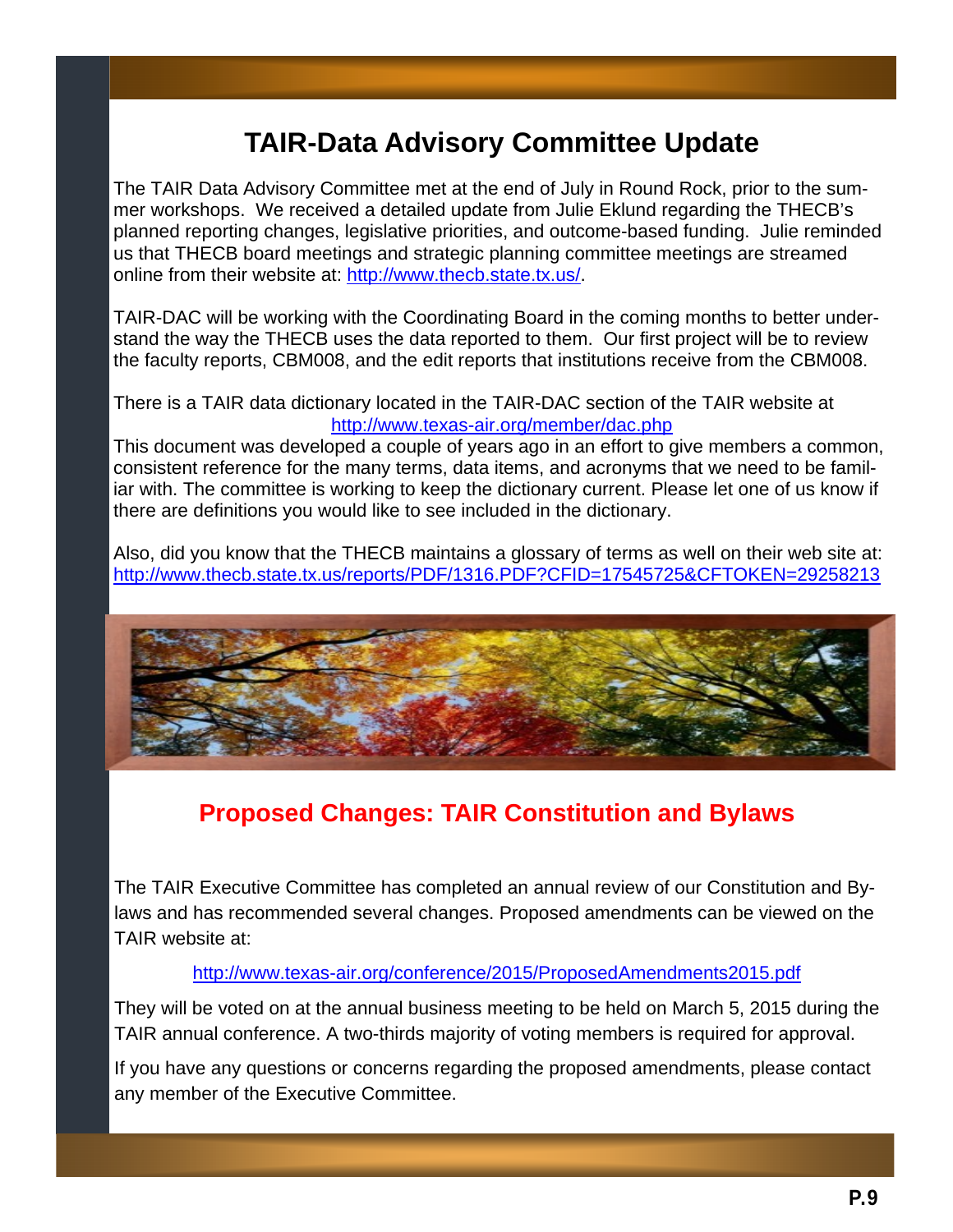# TAIR-Data Advisory Committee Update

The TAIR Data Advisory Committee met at the end of July in Round Rock, prior to the summer workshops. We received a detailed update from Julie Eklund regarding the THECB's planned reporting changes, legislative priorities, and outcome-based funding. Julie reminded us that THECB board meetings and strategic planning committee meetings are streamed online from their website at: http://www.thecb.state.tx.us/.

TAIR-DAC will be working with the Coordinating Board in the coming months to better understand the way the THECB uses the data reported to them. Our first project will be to review the faculty reports, CBM008, and the edit reports that institutions receive from the CBM008.

There is a TAIR data dictionary located in the TAIR-DAC section of the TAIR website at http://www.texas-air.org/member/dac.php

This document was developed a couple of years ago in an effort to give members a common, consistent reference for the many terms, data items, and acronyms that we need to be familiar with. The committee is working to keep the dictionary current. Please let one of us know if there are definitions you would like to see included in the dictionary.

Also, did you know that the THECB maintains a glossary of terms as well on their web site at: http://www.thecb.state.tx.us/reports/PDF/1316.PDF?CFID=17545725&CFTOKEN=29258213

## Proposed Changes: TAIR Constitution and Bylaws

The TAIR Executive Committee has completed an annual review of our Constitution and Bylaws and has recommended several changes. Proposed amendments can be viewed on the TAIR website at:

http://www.texas-air.org/conference/2015/ProposedAmendments2015.pdf

They will be voted on at the annual business meeting to be held on March 5, 2015 during the TAIR annual conference. A two-thirds majority of voting members is required for approval.

If you have any questions or concerns regarding the proposed amendments, please contact any member of the Executive Committee.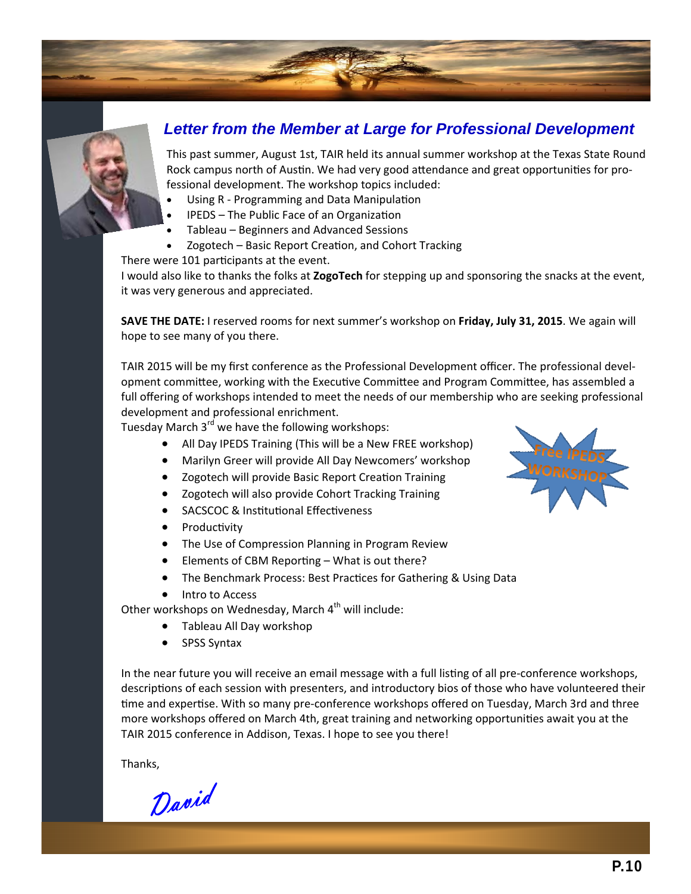## *Letter from the Member at Large for Professional Development*

This past summer, August 1st, TAIR held its annual summer workshop at the Texas State Round Rock campus north of Austin. We had very good attendance and great opportunities for professional development. The workshop topics included:

- Using R - Programming and Data Manipulation
- IPEDS – The Public Face of an Organization
- Tableau – Beginners and Advanced Sessions
- Zogotech – Basic Report Creation, and Cohort Tracking

There were 101 participants at the event.

I would also like to thanks the folks at **ZogoTech** for stepping up and sponsoring the snacks at the event, it was very generous and appreciated.

**SAVE THE DATE:** I reserved rooms for next summer's workshop on **Friday, July 31, 2015**. We again will hope to see many of you there.

TAIR 2015 will be my first conference as the Professional Development officer. The professional development committee, working with the Executive Committee and Program Committee, has assembled a full offering of workshops intended to meet the needs of our membership who are seeking professional development and professional enrichment.

Tuesday March 3rd we have the following workshops:

- All Day IPEDS Training (This will be a New FREE workshop)
- Marilyn Greer will provide All Day Newcomers' workshop
- Zogotech will provide Basic Report Creation Training
- Zogotech will also provide Cohort Tracking Training
- SACSCOC & Institutional Effectiveness
- Productivity
- The Use of Compression Planning in Program Review
- Elements of CBM Reporting – What is out there?
- The Benchmark Process: Best Practices for Gathering & Using Data
- Intro to Access

Free IPEDS WORKSHOP

Other workshops on Wednesday, March 4th will include:

- Tableau All Day workshop
- SPSS Syntax

In the near future you will receive an email message with a full listing of all pre-conference workshops, descriptions of each session with presenters, and introductory bios of those who have volunteered their time and expertise. With so many pre-conference workshops offered on Tuesday, March 3rd and three more workshops offered on March 4th, great training and networking opportunities await you at the TAIR 2015 conference in Addison, Texas. I hope to see you there!

Thanks,

*David*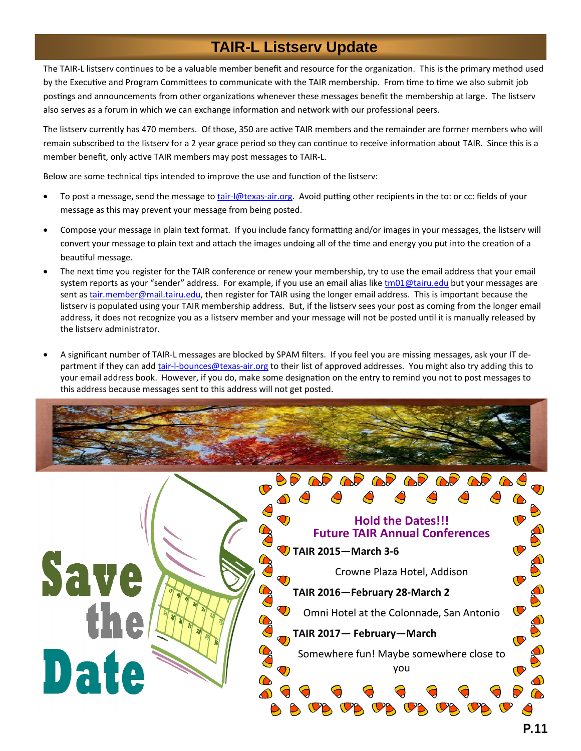# TAIR-L Listserv Update

The TAIR-L listserv continues to be a valuable member benefit and resource for the organization. This is the primary method used by the Executive and Program Committees to communicate with the TAIR membership. From time to time we also submit job postings and announcements from other organizations whenever these messages benefit the membership at large. The listserv also serves as a forum in which we can exchange information and network with our professional peers.

The listserv currently has 470 members. Of those, 350 are active TAIR members and the remainder are former members who will remain subscribed to the listserv for a 2 year grace period so they can continue to receive information about TAIR. Since this is a member benefit, only active TAIR members may post messages to TAIR-L.

Below are some technical tips intended to improve the use and function of the listserv:

- To post a message, send the message to tair-l@texas-air.org. Avoid putting other recipients in the to: or cc: fields of your message as this may prevent your message from being posted.
- Compose your message in plain text format. If you include fancy formatting and/or images in your messages, the listserv will convert your message to plain text and attach the images undoing all of the time and energy you put into the creation of a beautiful message.
- The next time you register for the TAIR conference or renew your membership, try to use the email address that your email system reports as your "sender" address. For example, if you use an email alias like tm01@tairu.edu but your messages are sent as tair.member@mail.tairu.edu, then register for TAIR using the longer email address. This is important because the listserv is populated using your TAIR membership address. But, if the listserv sees your post as coming from the longer email address, it does not recognize you as a listserv member and your message will not be posted until it is manually released by the listserv administrator.
- A significant number of TAIR-L messages are blocked by SPAM filters. If you feel you are missing messages, ask your IT department if they can add tair-l-bounces@texas-air.org to their list of approved addresses. You might also try adding this to your email address book. However, if you do, make some designation on the entry to remind you not to post messages to this address because messages sent to this address will not get posted.

Save the Date

## Hold the Dates!!!
## Future TAIR Annual Conferences

**TAIR 2015—March 3-6**

Crowne Plaza Hotel, Addison

**TAIR 2016—February 28-March 2**

Omni Hotel at the Colonnade, San Antonio

**TAIR 2017— February—March**

Somewhere fun! Maybe somewhere close to you